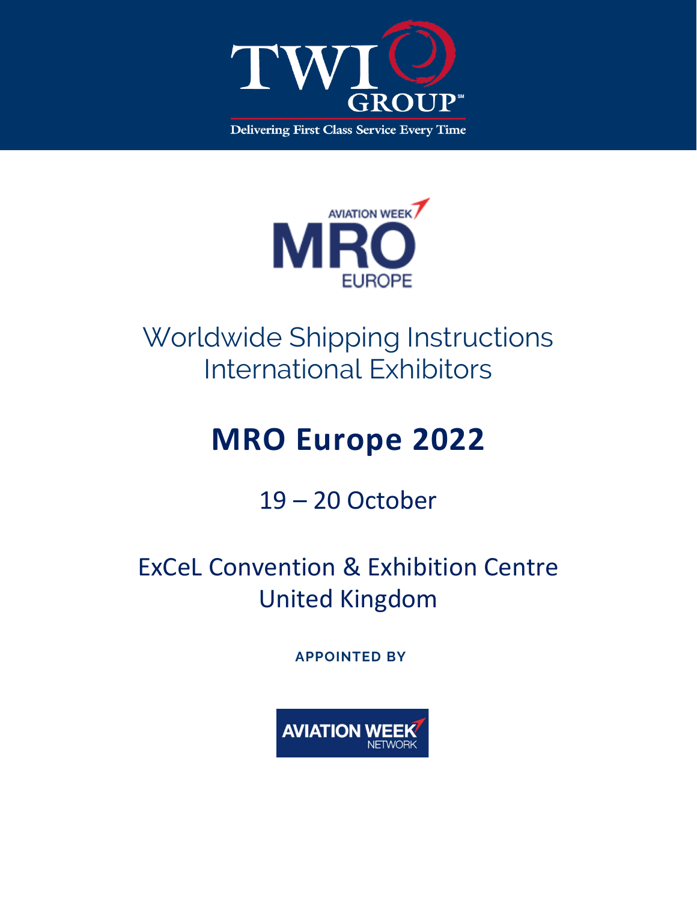TWI GROUP

Delivering First Class Service Every Time

AVIATION WEEK MRO EUROPE

# Worldwide Shipping Instructions
# International Exhibitors

# MRO Europe 2022

19 – 20 October

ExCeL Convention & Exhibition Centre
United Kingdom

**APPOINTED BY**

AVIATION WEEK NETWORK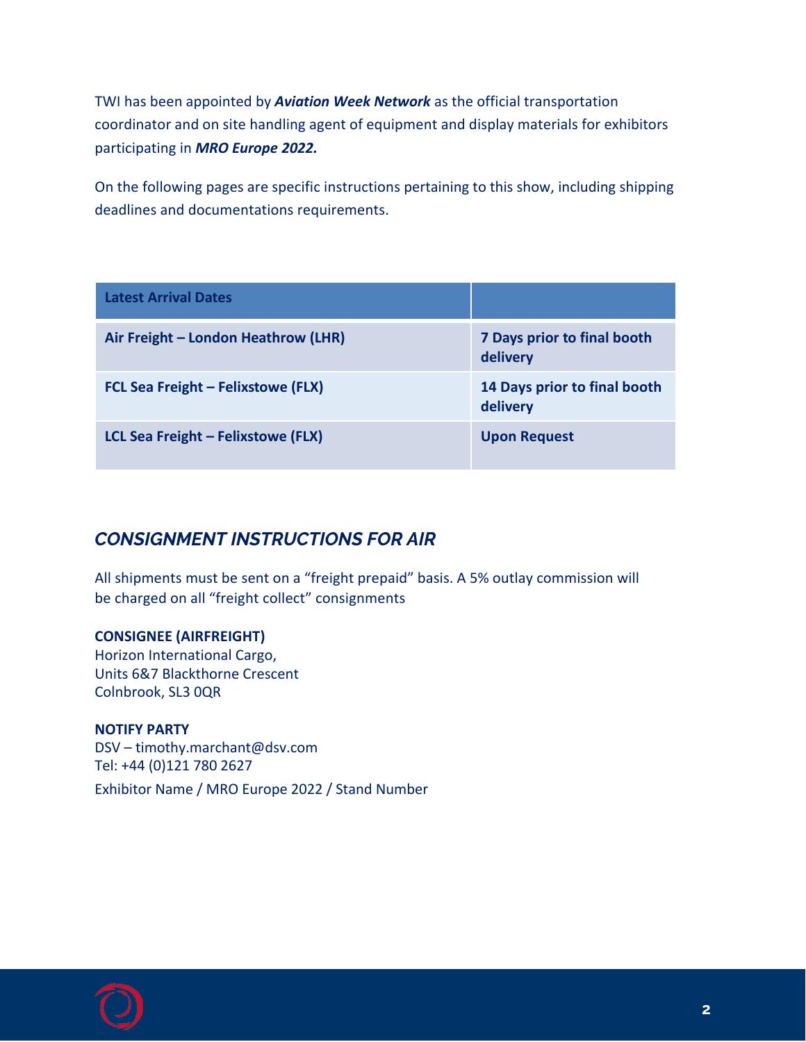TWI has been appointed by ***Aviation Week Network*** as the official transportation coordinator and on site handling agent of equipment and display materials for exhibitors participating in ***MRO Europe 2022.***

On the following pages are specific instructions pertaining to this show, including shipping deadlines and documentations requirements.

| **Latest Arrival Dates** | |
|---|---|
| **Air Freight – London Heathrow (LHR)** | **7 Days prior to final booth delivery** |
| **FCL Sea Freight – Felixstowe (FLX)** | **14 Days prior to final booth delivery** |
| **LCL Sea Freight – Felixstowe (FLX)** | **Upon Request** |

## *CONSIGNMENT INSTRUCTIONS FOR AIR*

All shipments must be sent on a "freight prepaid" basis. A 5% outlay commission will be charged on all "freight collect" consignments

**CONSIGNEE (AIRFREIGHT)**
Horizon International Cargo,
Units 6&7 Blackthorne Crescent
Colnbrook, SL3 0QR

**NOTIFY PARTY**
DSV – timothy.marchant@dsv.com
Tel: +44 (0)121 780 2627

Exhibitor Name / MRO Europe 2022 / Stand Number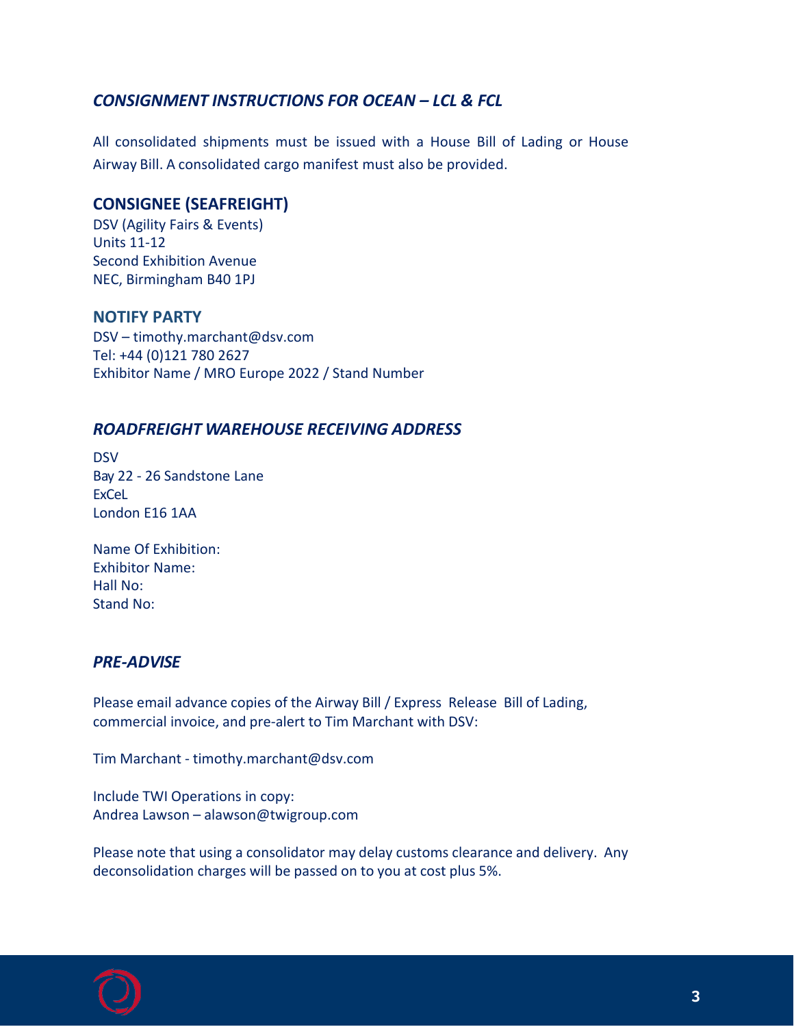## *CONSIGNMENT INSTRUCTIONS FOR OCEAN – LCL & FCL*

All consolidated shipments must be issued with a House Bill of Lading or House Airway Bill. A consolidated cargo manifest must also be provided.

### CONSIGNEE (SEAFREIGHT)

DSV (Agility Fairs & Events)
Units 11-12
Second Exhibition Avenue
NEC, Birmingham B40 1PJ

### NOTIFY PARTY

DSV – timothy.marchant@dsv.com
Tel: +44 (0)121 780 2627
Exhibitor Name / MRO Europe 2022 / Stand Number

## *ROADFREIGHT WAREHOUSE RECEIVING ADDRESS*

DSV
Bay 22 - 26 Sandstone Lane
ExCeL
London E16 1AA

Name Of Exhibition:
Exhibitor Name:
Hall No:
Stand No:

## *PRE-ADVISE*

Please email advance copies of the Airway Bill / Express Release Bill of Lading, commercial invoice, and pre-alert to Tim Marchant with DSV:

Tim Marchant - timothy.marchant@dsv.com

Include TWI Operations in copy:
Andrea Lawson – alawson@twigroup.com

Please note that using a consolidator may delay customs clearance and delivery. Any deconsolidation charges will be passed on to you at cost plus 5%.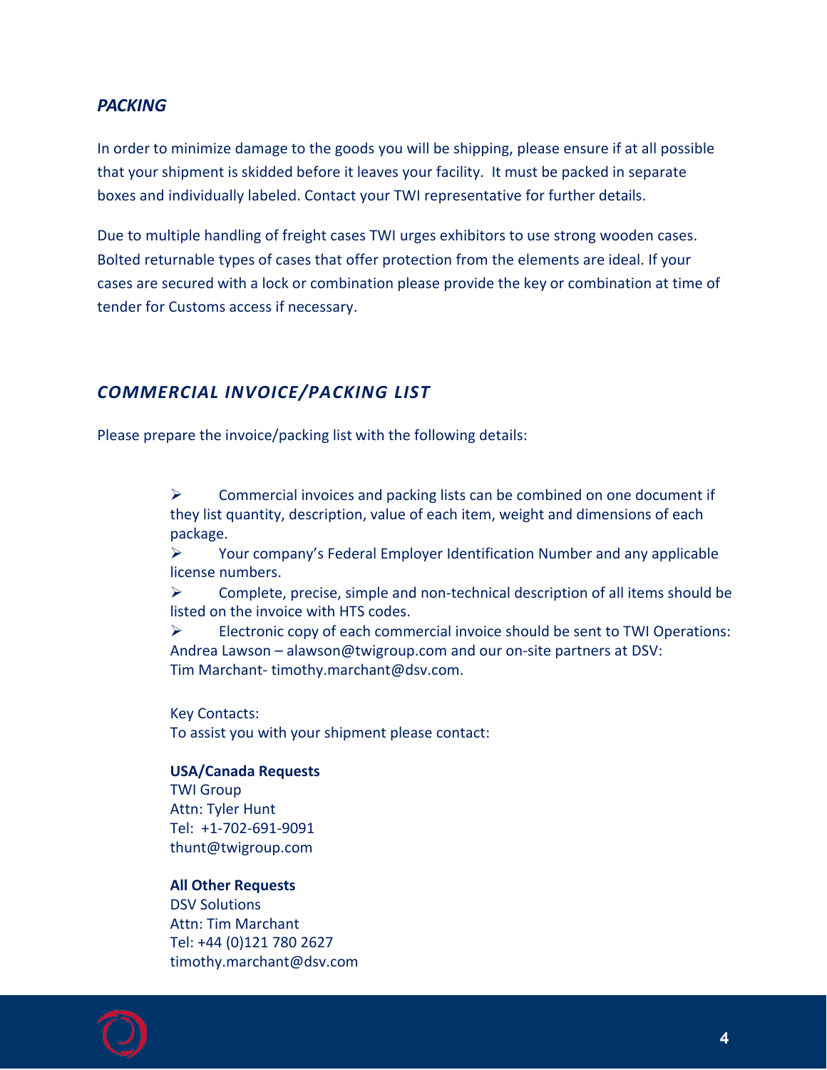## *PACKING*

In order to minimize damage to the goods you will be shipping, please ensure if at all possible that your shipment is skidded before it leaves your facility. It must be packed in separate boxes and individually labeled. Contact your TWI representative for further details.

Due to multiple handling of freight cases TWI urges exhibitors to use strong wooden cases. Bolted returnable types of cases that offer protection from the elements are ideal. If your cases are secured with a lock or combination please provide the key or combination at time of tender for Customs access if necessary.

## *COMMERCIAL INVOICE/PACKING LIST*

Please prepare the invoice/packing list with the following details:

- Commercial invoices and packing lists can be combined on one document if they list quantity, description, value of each item, weight and dimensions of each package.
- Your company's Federal Employer Identification Number and any applicable license numbers.
- Complete, precise, simple and non-technical description of all items should be listed on the invoice with HTS codes.
- Electronic copy of each commercial invoice should be sent to TWI Operations: Andrea Lawson – alawson@twigroup.com and our on-site partners at DSV: Tim Marchant- timothy.marchant@dsv.com.

Key Contacts:
To assist you with your shipment please contact:

**USA/Canada Requests**
TWI Group
Attn: Tyler Hunt
Tel: +1-702-691-9091
thunt@twigroup.com

**All Other Requests**
DSV Solutions
Attn: Tim Marchant
Tel: +44 (0)121 780 2627
timothy.marchant@dsv.com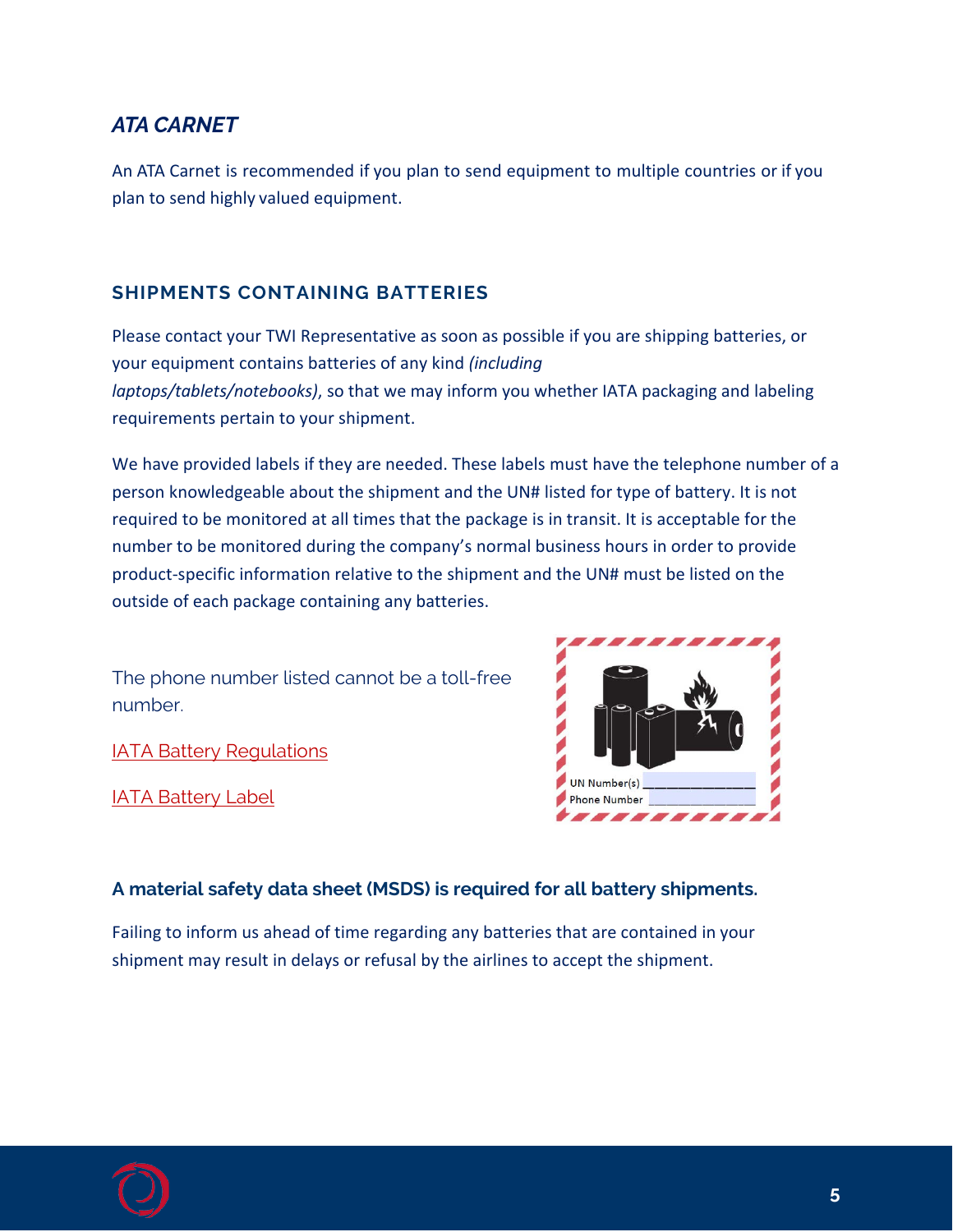## *ATA CARNET*

An ATA Carnet is recommended if you plan to send equipment to multiple countries or if you plan to send highly valued equipment.

### SHIPMENTS CONTAINING BATTERIES

Please contact your TWI Representative as soon as possible if you are shipping batteries, or your equipment contains batteries of any kind *(including laptops/tablets/notebooks)*, so that we may inform you whether IATA packaging and labeling requirements pertain to your shipment.

We have provided labels if they are needed. These labels must have the telephone number of a person knowledgeable about the shipment and the UN# listed for type of battery. It is not required to be monitored at all times that the package is in transit. It is acceptable for the number to be monitored during the company's normal business hours in order to provide product-specific information relative to the shipment and the UN# must be listed on the outside of each package containing any batteries.

The phone number listed cannot be a toll-free number.

IATA Battery Regulations

IATA Battery Label

UN Number(s) ______________
Phone Number ______________

**A material safety data sheet (MSDS) is required for all battery shipments.**

Failing to inform us ahead of time regarding any batteries that are contained in your shipment may result in delays or refusal by the airlines to accept the shipment.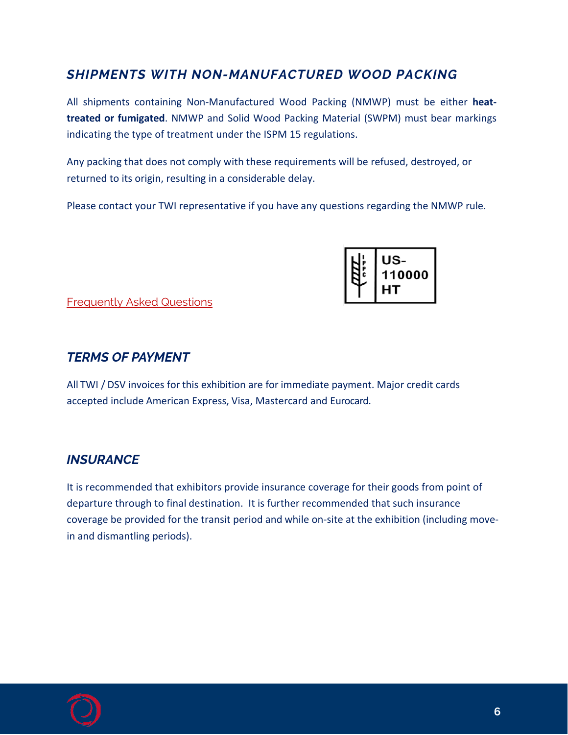## SHIPMENTS WITH NON-MANUFACTURED WOOD PACKING

All shipments containing Non-Manufactured Wood Packing (NMWP) must be either **heat-treated or fumigated**. NMWP and Solid Wood Packing Material (SWPM) must bear markings indicating the type of treatment under the ISPM 15 regulations.

Any packing that does not comply with these requirements will be refused, destroyed, or returned to its origin, resulting in a considerable delay.

Please contact your TWI representative if you have any questions regarding the NMWP rule.

IPPC US-110000 HT

Frequently Asked Questions

## TERMS OF PAYMENT

All TWI / DSV invoices for this exhibition are for immediate payment. Major credit cards accepted include American Express, Visa, Mastercard and Eurocard.

## INSURANCE

It is recommended that exhibitors provide insurance coverage for their goods from point of departure through to final destination. It is further recommended that such insurance coverage be provided for the transit period and while on-site at the exhibition (including move-in and dismantling periods).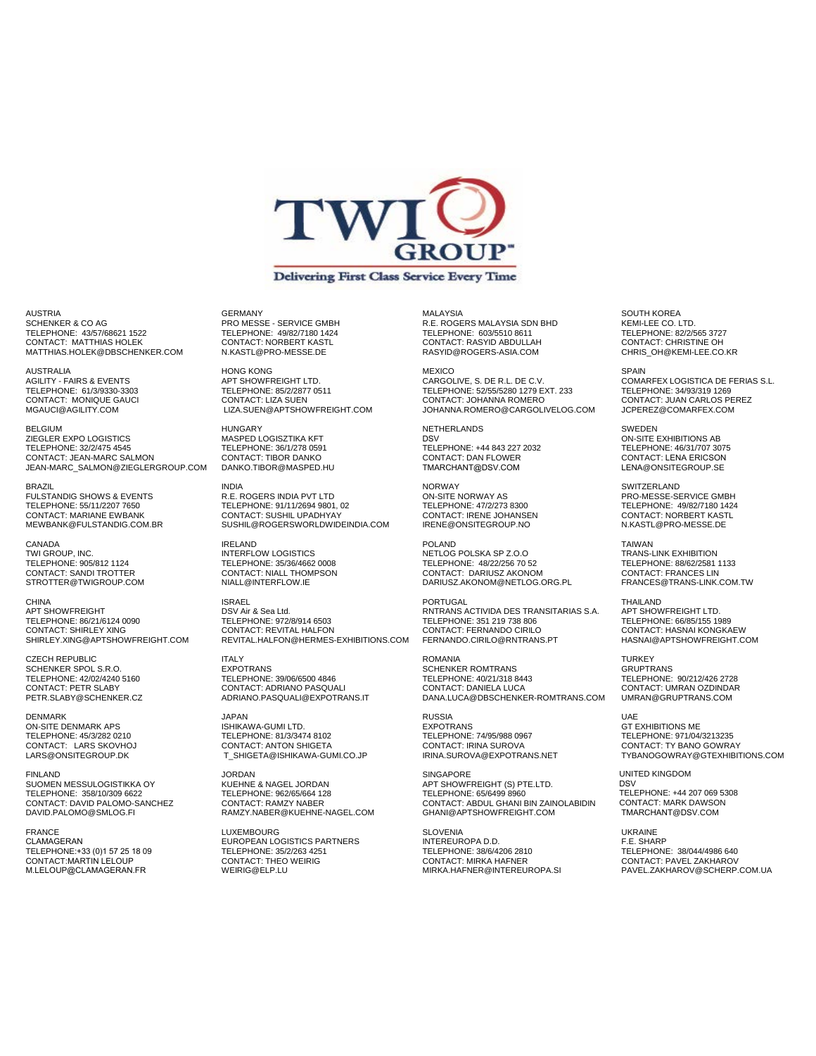TWI GROUP™

Delivering First Class Service Every Time

AUSTRIA
SCHENKER & CO AG
TELEPHONE: 43/57/68621 1522
CONTACT: MATTHIAS HOLEK
MATTHIAS.HOLEK@DBSCHENKER.COM

AUSTRALIA
AGILITY - FAIRS & EVENTS
TELEPHONE: 61/3/9330-3303
CONTACT: MONIQUE GAUCI
MGAUCI@AGILITY.COM

BELGIUM
ZIEGLER EXPO LOGISTICS
TELEPHONE: 32/2/475 4545
CONTACT: JEAN-MARC SALMON
JEAN-MARC_SALMON@ZIEGLERGROUP.COM

BRAZIL
FULSTANDIG SHOWS & EVENTS
TELEPHONE: 55/11/2207 7650
CONTACT: MARIANE EWBANK
MEWBANK@FULSTANDIG.COM.BR

CANADA
TWI GROUP, INC.
TELEPHONE: 905/812 1124
CONTACT: SANDI TROTTER
STROTTER@TWIGROUP.COM

CHINA
APT SHOWFREIGHT
TELEPHONE: 86/21/6124 0090
CONTACT: SHIRLEY XING
SHIRLEY.XING@APTSHOWFREIGHT.COM

CZECH REPUBLIC
SCHENKER SPOL S.R.O.
TELEPHONE: 42/02/4240 5160
CONTACT: PETR SLABY
PETR.SLABY@SCHENKER.CZ

DENMARK
ON-SITE DENMARK APS
TELEPHONE: 45/3/282 0210
CONTACT: LARS SKOVHOJ
LARS@ONSITEGROUP.DK

FINLAND
SUOMEN MESSULOGISTIKKA OY
TELEPHONE: 358/10/309 6622
CONTACT: DAVID PALOMO-SANCHEZ
DAVID.PALOMO@SMLOG.FI

FRANCE
CLAMAGERAN
TELEPHONE:+33 (0)1 57 25 18 09
CONTACT:MARTIN LELOUP
M.LELOUP@CLAMAGERAN.FR

GERMANY
PRO MESSE - SERVICE GMBH
TELEPHONE: 49/82/7180 1424
CONTACT: NORBERT KASTL
N.KASTL@PRO-MESSE.DE

HONG KONG
APT SHOWFREIGHT LTD.
TELEPHONE: 85/2/2877 0511
CONTACT: LIZA SUEN
LIZA.SUEN@APTSHOWFREIGHT.COM

HUNGARY
MASPED LOGISZTIKA KFT
TELEPHONE: 36/1/278 0591
CONTACT: TIBOR DANKO
DANKO.TIBOR@MASPED.HU

INDIA
R.E. ROGERS INDIA PVT LTD
TELEPHONE: 91/11/2694 9801, 02
CONTACT: SUSHIL UPADHYAY
SUSHIL@ROGERSWORLDWIDEINDIA.COM

IRELAND
INTERFLOW LOGISTICS
TELEPHONE: 35/36/4662 0008
CONTACT: NIALL THOMPSON
NIALL@INTERFLOW.IE

ISRAEL
DSV Air & Sea Ltd.
TELEPHONE: 972/8/914 6503
CONTACT: REVITAL HALFON
REVITAL.HALFON@HERMES-EXHIBITIONS.COM

ITALY
EXPOTRANS
TELEPHONE: 39/06/6500 4846
CONTACT: ADRIANO PASQUALI
ADRIANO.PASQUALI@EXPOTRANS.IT

JAPAN
ISHIKAWA-GUMI LTD.
TELEPHONE: 81/3/3474 8102
CONTACT: ANTON SHIGETA
T_SHIGETA@ISHIKAWA-GUMI.CO.JP

JORDAN
KUEHNE & NAGEL JORDAN
TELEPHONE: 962/65/664 128
CONTACT: RAMZY NABER
RAMZY.NABER@KUEHNE-NAGEL.COM

LUXEMBOURG
EUROPEAN LOGISTICS PARTNERS
TELEPHONE: 35/2/263 4251
CONTACT: THEO WEIRIG
WEIRIG@ELP.LU

MALAYSIA
R.E. ROGERS MALAYSIA SDN BHD
TELEPHONE: 603/5510 8611
CONTACT: RASYID ABDULLAH
RASYID@ROGERS-ASIA.COM

MEXICO
CARGOLIVE, S. DE R.L. DE C.V.
TELEPHONE: 52/55/5280 1279 EXT. 233
CONTACT: JOHANNA ROMERO
JOHANNA.ROMERO@CARGOLIVELOG.COM

NETHERLANDS
DSV
TELEPHONE: +44 843 227 2032
CONTACT: DAN FLOWER
TMARCHANT@DSV.COM

NORWAY
ON-SITE NORWAY AS
TELEPHONE: 47/2/273 8300
CONTACT: IRENE JOHANSEN
IRENE@ONSITEGROUP.NO

POLAND
NETLOG POLSKA SP Z.O.O
TELEPHONE: 48/22/256 70 52
CONTACT: DARIUSZ AKONOM
DARIUSZ.AKONOM@NETLOG.ORG.PL

PORTUGAL
RNTRANS ACTIVIDA DES TRANSITARIAS S.A.
TELEPHONE: 351 219 738 806
CONTACT: FERNANDO CIRILO
FERNANDO.CIRILO@RNTRANS.PT

ROMANIA
SCHENKER ROMTRANS
TELEPHONE: 40/21/318 8443
CONTACT: DANIELA LUCA
DANA.LUCA@DBSCHENKER-ROMTRANS.COM

RUSSIA
EXPOTRANS
TELEPHONE: 74/95/988 0967
CONTACT: IRINA SUROVA
IRINA.SUROVA@EXPOTRANS.NET

SINGAPORE
APT SHOWFREIGHT (S) PTE.LTD.
TELEPHONE: 65/6499 8960
CONTACT: ABDUL GHANI BIN ZAINOLABIDIN
GHANI@APTSHOWFREIGHT.COM

SLOVENIA
INTEREUROPA D.D.
TELEPHONE: 38/6/4206 2810
CONTACT: MIRKA HAFNER
MIRKA.HAFNER@INTEREUROPA.SI

SOUTH KOREA
KEMI-LEE CO. LTD.
TELEPHONE: 82/2/565 3727
CONTACT: CHRISTINE OH
CHRIS_OH@KEMI-LEE.CO.KR

SPAIN
COMARFEX LOGISTICA DE FERIAS S.L.
TELEPHONE: 34/93/319 1269
CONTACT: JUAN CARLOS PEREZ
JCPEREZ@COMARFEX.COM

SWEDEN
ON-SITE EXHIBITIONS AB
TELEPHONE: 46/31/707 3075
CONTACT: LENA ERICSON
LENA@ONSITEGROUP.SE

SWITZERLAND
PRO-MESSE-SERVICE GMBH
TELEPHONE: 49/82/7180 1424
CONTACT: NORBERT KASTL
N.KASTL@PRO-MESSE.DE

TAIWAN
TRANS-LINK EXHIBITION
TELEPHONE: 88/62/2581 1133
CONTACT: FRANCES LIN
FRANCES@TRANS-LINK.COM.TW

THAILAND
APT SHOWFREIGHT LTD.
TELEPHONE: 66/85/155 1989
CONTACT: HASNAI KONGKAEW
HASNAI@APTSHOWFREIGHT.COM

TURKEY
GRUPTRANS
TELEPHONE: 90/212/426 2728
CONTACT: UMRAN OZDINDAR
UMRAN@GRUPTRANS.COM

UAE
GT EXHIBITIONS ME
TELEPHONE: 971/04/3213235
CONTACT: TY BANO GOWRAY
TYBANOGOWRAY@GTEXHIBITIONS.COM

UNITED KINGDOM
DSV
TELEPHONE: +44 207 069 5308
CONTACT: MARK DAWSON
TMARCHANT@DSV.COM

UKRAINE
F.E. SHARP
TELEPHONE: 38/044/4986 640
CONTACT: PAVEL ZAKHAROV
PAVEL.ZAKHAROV@SCHERP.COM.UA